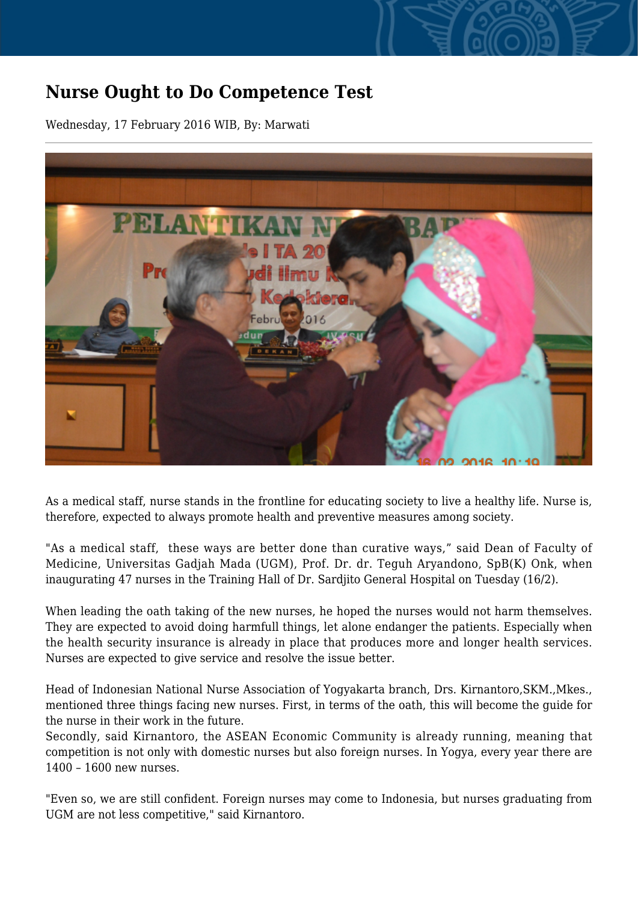# Nurse Ought to Do Competence Test

Wednesday, 17 February 2016 WIB, By: Marwati

As a medical staff, nurse stands in the frontline for educating society to live a healthy life. Nurse is, therefore, expected to always promote health and preventive measures among society.

"As a medical staff, these ways are better done than curative ways," said Dean of Faculty of Medicine, Universitas Gadjah Mada (UGM), Prof. Dr. dr. Teguh Aryandono, SpB(K) Onk, when inaugurating 47 nurses in the Training Hall of Dr. Sardjito General Hospital on Tuesday (16/2).

When leading the oath taking of the new nurses, he hoped the nurses would not harm themselves. They are expected to avoid doing harmfull things, let alone endanger the patients. Especially when the health security insurance is already in place that produces more and longer health services. Nurses are expected to give service and resolve the issue better.

Head of Indonesian National Nurse Association of Yogyakarta branch, Drs. Kirnantoro,SKM.,Mkes., mentioned three things facing new nurses. First, in terms of the oath, this will become the guide for the nurse in their work in the future.
Secondly, said Kirnantoro, the ASEAN Economic Community is already running, meaning that competition is not only with domestic nurses but also foreign nurses. In Yogya, every year there are 1400 – 1600 new nurses.

"Even so, we are still confident. Foreign nurses may come to Indonesia, but nurses graduating from UGM are not less competitive," said Kirnantoro.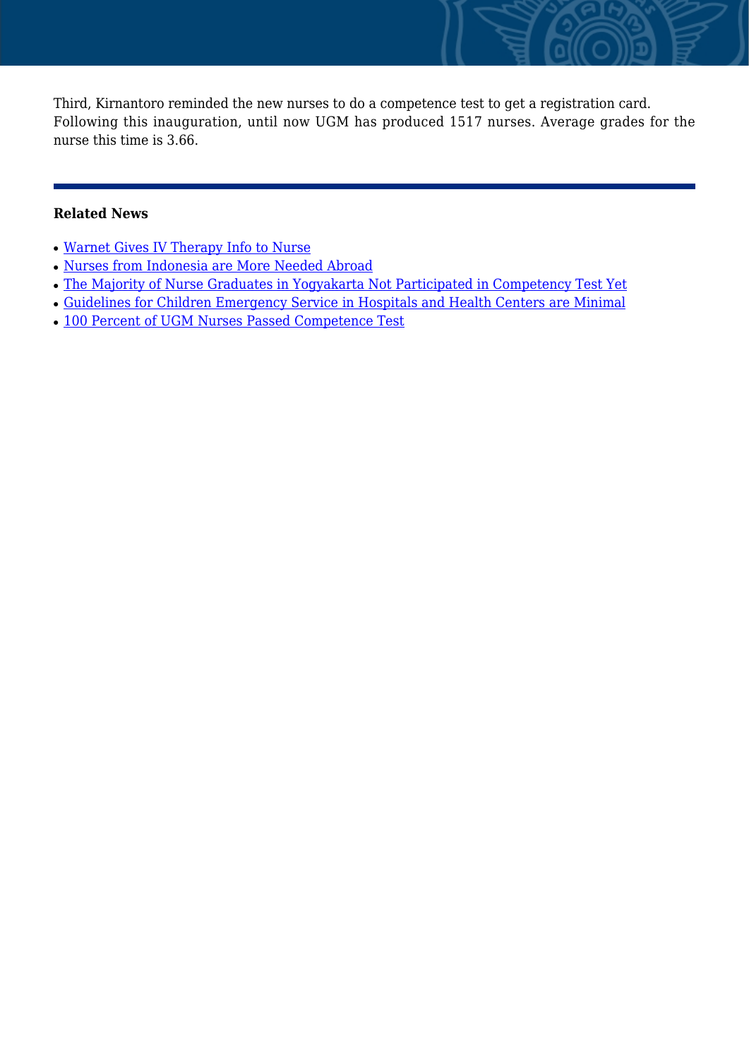Third, Kirnantoro reminded the new nurses to do a competence test to get a registration card. Following this inauguration, until now UGM has produced 1517 nurses. Average grades for the nurse this time is 3.66.

---

**Related News**

- Warnet Gives IV Therapy Info to Nurse
- Nurses from Indonesia are More Needed Abroad
- The Majority of Nurse Graduates in Yogyakarta Not Participated in Competency Test Yet
- Guidelines for Children Emergency Service in Hospitals and Health Centers are Minimal
- 100 Percent of UGM Nurses Passed Competence Test